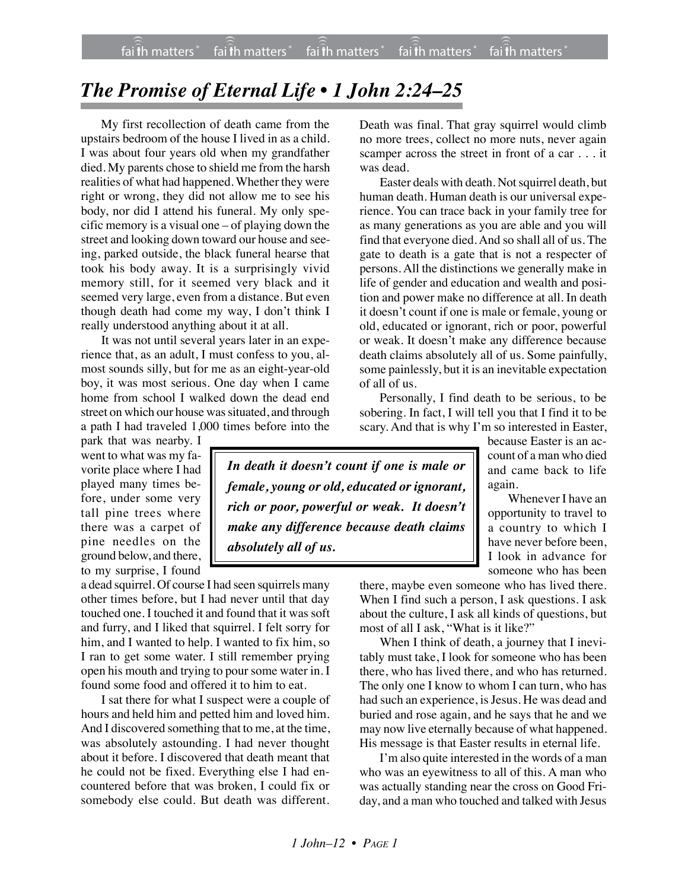# The Promise of Eternal Life • 1 John 2:24–25

My first recollection of death came from the upstairs bedroom of the house I lived in as a child. I was about four years old when my grandfather died. My parents chose to shield me from the harsh realities of what had happened. Whether they were right or wrong, they did not allow me to see his body, nor did I attend his funeral. My only specific memory is a visual one – of playing down the street and looking down toward our house and seeing, parked outside, the black funeral hearse that took his body away. It is a surprisingly vivid memory still, for it seemed very black and it seemed very large, even from a distance. But even though death had come my way, I don't think I really understood anything about it at all.

It was not until several years later in an experience that, as an adult, I must confess to you, almost sounds silly, but for me as an eight-year-old boy, it was most serious. One day when I came home from school I walked down the dead end street on which our house was situated, and through a path I had traveled 1,000 times before into the park that was nearby. I went to what was my favorite place where I had played many times before, under some very tall pine trees where there was a carpet of pine needles on the ground below, and there, to my surprise, I found a dead squirrel. Of course I had seen squirrels many other times before, but I had never until that day touched one. I touched it and found that it was soft and furry, and I liked that squirrel. I felt sorry for him, and I wanted to help. I wanted to fix him, so I ran to get some water. I still remember prying open his mouth and trying to pour some water in. I found some food and offered it to him to eat.

I sat there for what I suspect were a couple of hours and held him and petted him and loved him. And I discovered something that to me, at the time, was absolutely astounding. I had never thought about it before. I discovered that death meant that he could not be fixed. Everything else I had encountered before that was broken, I could fix or somebody else could. But death was different. Death was final. That gray squirrel would climb no more trees, collect no more nuts, never again scamper across the street in front of a car . . . it was dead.

Easter deals with death. Not squirrel death, but human death. Human death is our universal experience. You can trace back in your family tree for as many generations as you are able and you will find that everyone died. And so shall all of us. The gate to death is a gate that is not a respecter of persons. All the distinctions we generally make in life of gender and education and wealth and position and power make no difference at all. In death it doesn't count if one is male or female, young or old, educated or ignorant, rich or poor, powerful or weak. It doesn't make any difference because death claims absolutely all of us. Some painfully, some painlessly, but it is an inevitable expectation of all of us.

> ***In death it doesn't count if one is male or female, young or old, educated or ignorant, rich or poor, powerful or weak. It doesn't make any difference because death claims absolutely all of us.***

Personally, I find death to be serious, to be sobering. In fact, I will tell you that I find it to be scary. And that is why I'm so interested in Easter, because Easter is an account of a man who died and came back to life again.

Whenever I have an opportunity to travel to a country to which I have never before been, I look in advance for someone who has been there, maybe even someone who has lived there. When I find such a person, I ask questions. I ask about the culture, I ask all kinds of questions, but most of all I ask, "What is it like?"

When I think of death, a journey that I inevitably must take, I look for someone who has been there, who has lived there, and who has returned. The only one I know to whom I can turn, who has had such an experience, is Jesus. He was dead and buried and rose again, and he says that he and we may now live eternally because of what happened. His message is that Easter results in eternal life.

I'm also quite interested in the words of a man who was an eyewitness to all of this. A man who was actually standing near the cross on Good Friday, and a man who touched and talked with Jesus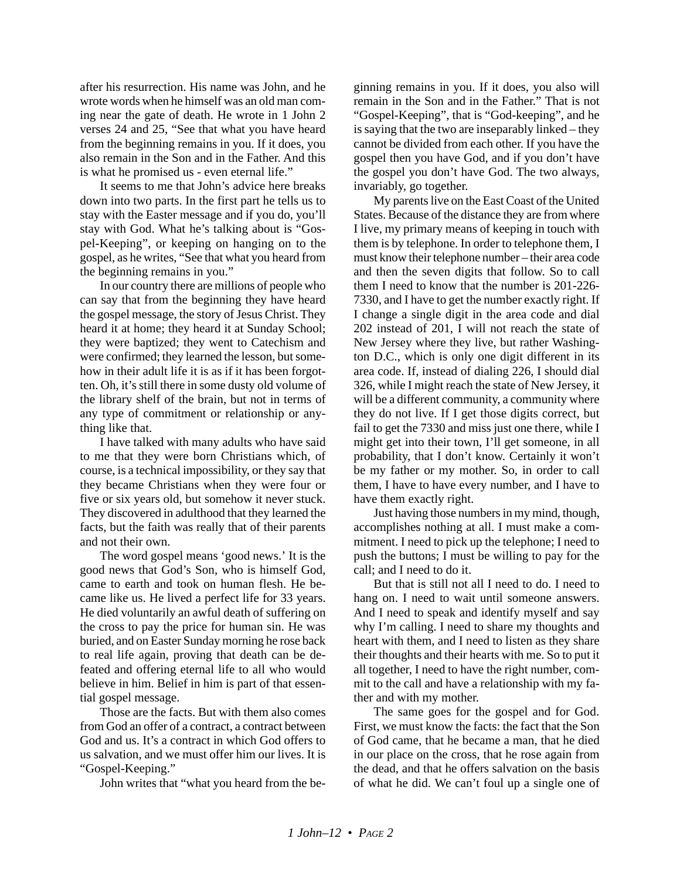after his resurrection. His name was John, and he wrote words when he himself was an old man coming near the gate of death. He wrote in 1 John 2 verses 24 and 25, "See that what you have heard from the beginning remains in you. If it does, you also remain in the Son and in the Father. And this is what he promised us - even eternal life."

It seems to me that John's advice here breaks down into two parts. In the first part he tells us to stay with the Easter message and if you do, you'll stay with God. What he's talking about is "Gospel-Keeping", or keeping on hanging on to the gospel, as he writes, "See that what you heard from the beginning remains in you."

In our country there are millions of people who can say that from the beginning they have heard the gospel message, the story of Jesus Christ. They heard it at home; they heard it at Sunday School; they were baptized; they went to Catechism and were confirmed; they learned the lesson, but somehow in their adult life it is as if it has been forgotten. Oh, it's still there in some dusty old volume of the library shelf of the brain, but not in terms of any type of commitment or relationship or anything like that.

I have talked with many adults who have said to me that they were born Christians which, of course, is a technical impossibility, or they say that they became Christians when they were four or five or six years old, but somehow it never stuck. They discovered in adulthood that they learned the facts, but the faith was really that of their parents and not their own.

The word gospel means 'good news.' It is the good news that God's Son, who is himself God, came to earth and took on human flesh. He became like us. He lived a perfect life for 33 years. He died voluntarily an awful death of suffering on the cross to pay the price for human sin. He was buried, and on Easter Sunday morning he rose back to real life again, proving that death can be defeated and offering eternal life to all who would believe in him. Belief in him is part of that essential gospel message.

Those are the facts. But with them also comes from God an offer of a contract, a contract between God and us. It's a contract in which God offers to us salvation, and we must offer him our lives. It is "Gospel-Keeping."

John writes that "what you heard from the beginning remains in you. If it does, you also will remain in the Son and in the Father." That is not "Gospel-Keeping", that is "God-keeping", and he is saying that the two are inseparably linked – they cannot be divided from each other. If you have the gospel then you have God, and if you don't have the gospel you don't have God. The two always, invariably, go together.

My parents live on the East Coast of the United States. Because of the distance they are from where I live, my primary means of keeping in touch with them is by telephone. In order to telephone them, I must know their telephone number – their area code and then the seven digits that follow. So to call them I need to know that the number is 201-226-7330, and I have to get the number exactly right. If I change a single digit in the area code and dial 202 instead of 201, I will not reach the state of New Jersey where they live, but rather Washington D.C., which is only one digit different in its area code. If, instead of dialing 226, I should dial 326, while I might reach the state of New Jersey, it will be a different community, a community where they do not live. If I get those digits correct, but fail to get the 7330 and miss just one there, while I might get into their town, I'll get someone, in all probability, that I don't know. Certainly it won't be my father or my mother. So, in order to call them, I have to have every number, and I have to have them exactly right.

Just having those numbers in my mind, though, accomplishes nothing at all. I must make a commitment. I need to pick up the telephone; I need to push the buttons; I must be willing to pay for the call; and I need to do it.

But that is still not all I need to do. I need to hang on. I need to wait until someone answers. And I need to speak and identify myself and say why I'm calling. I need to share my thoughts and heart with them, and I need to listen as they share their thoughts and their hearts with me. So to put it all together, I need to have the right number, commit to the call and have a relationship with my father and with my mother.

The same goes for the gospel and for God. First, we must know the facts: the fact that the Son of God came, that he became a man, that he died in our place on the cross, that he rose again from the dead, and that he offers salvation on the basis of what he did. We can't foul up a single one of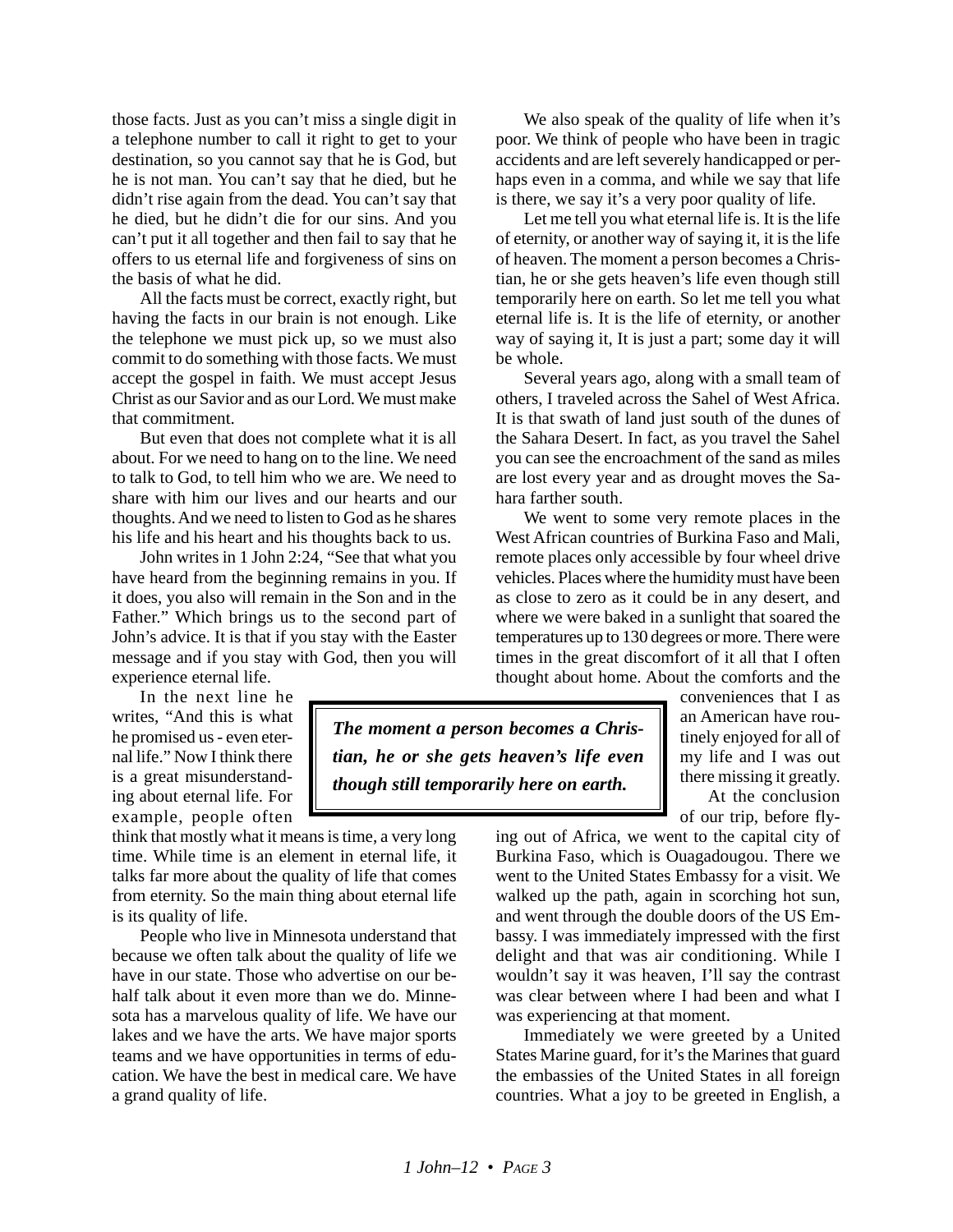those facts. Just as you can't miss a single digit in a telephone number to call it right to get to your destination, so you cannot say that he is God, but he is not man. You can't say that he died, but he didn't rise again from the dead. You can't say that he died, but he didn't die for our sins. And you can't put it all together and then fail to say that he offers to us eternal life and forgiveness of sins on the basis of what he did.

All the facts must be correct, exactly right, but having the facts in our brain is not enough. Like the telephone we must pick up, so we must also commit to do something with those facts. We must accept the gospel in faith. We must accept Jesus Christ as our Savior and as our Lord. We must make that commitment.

But even that does not complete what it is all about. For we need to hang on to the line. We need to talk to God, to tell him who we are. We need to share with him our lives and our hearts and our thoughts. And we need to listen to God as he shares his life and his heart and his thoughts back to us.

John writes in 1 John 2:24, "See that what you have heard from the beginning remains in you. If it does, you also will remain in the Son and in the Father." Which brings us to the second part of John's advice. It is that if you stay with the Easter message and if you stay with God, then you will experience eternal life.

In the next line he writes, "And this is what he promised us - even eternal life." Now I think there is a great misunderstanding about eternal life. For example, people often think that mostly what it means is time, a very long time. While time is an element in eternal life, it talks far more about the quality of life that comes from eternity. So the main thing about eternal life is its quality of life.

> ***The moment a person becomes a Christian, he or she gets heaven's life even though still temporarily here on earth.***

People who live in Minnesota understand that because we often talk about the quality of life we have in our state. Those who advertise on our behalf talk about it even more than we do. Minnesota has a marvelous quality of life. We have our lakes and we have the arts. We have major sports teams and we have opportunities in terms of education. We have the best in medical care. We have a grand quality of life.

We also speak of the quality of life when it's poor. We think of people who have been in tragic accidents and are left severely handicapped or perhaps even in a comma, and while we say that life is there, we say it's a very poor quality of life.

Let me tell you what eternal life is. It is the life of eternity, or another way of saying it, it is the life of heaven. The moment a person becomes a Christian, he or she gets heaven's life even though still temporarily here on earth. So let me tell you what eternal life is. It is the life of eternity, or another way of saying it, It is just a part; some day it will be whole.

Several years ago, along with a small team of others, I traveled across the Sahel of West Africa. It is that swath of land just south of the dunes of the Sahara Desert. In fact, as you travel the Sahel you can see the encroachment of the sand as miles are lost every year and as drought moves the Sahara farther south.

We went to some very remote places in the West African countries of Burkina Faso and Mali, remote places only accessible by four wheel drive vehicles. Places where the humidity must have been as close to zero as it could be in any desert, and where we were baked in a sunlight that soared the temperatures up to 130 degrees or more. There were times in the great discomfort of it all that I often thought about home. About the comforts and the conveniences that I as an American have routinely enjoyed for all of my life and I was out there missing it greatly.

At the conclusion of our trip, before flying out of Africa, we went to the capital city of Burkina Faso, which is Ouagadougou. There we went to the United States Embassy for a visit. We walked up the path, again in scorching hot sun, and went through the double doors of the US Embassy. I was immediately impressed with the first delight and that was air conditioning. While I wouldn't say it was heaven, I'll say the contrast was clear between where I had been and what I was experiencing at that moment.

Immediately we were greeted by a United States Marine guard, for it's the Marines that guard the embassies of the United States in all foreign countries. What a joy to be greeted in English, a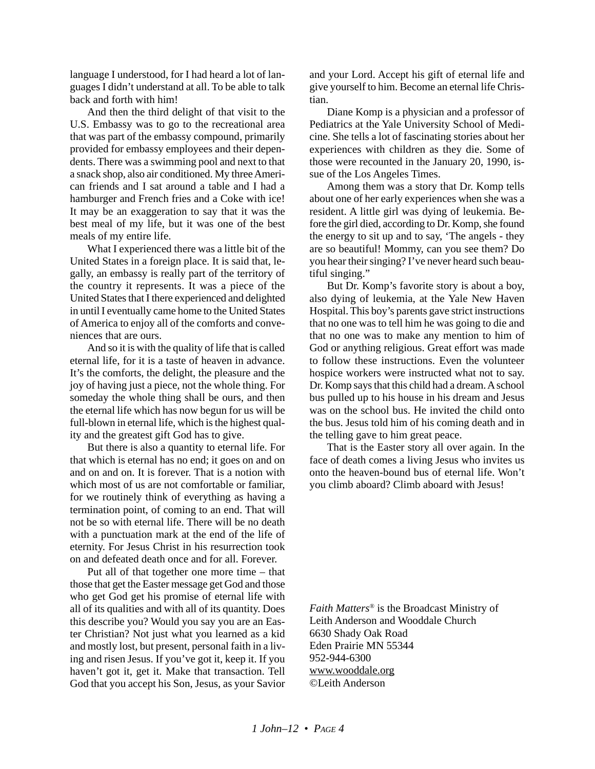language I understood, for I had heard a lot of languages I didn't understand at all. To be able to talk back and forth with him!

And then the third delight of that visit to the U.S. Embassy was to go to the recreational area that was part of the embassy compound, primarily provided for embassy employees and their dependents. There was a swimming pool and next to that a snack shop, also air conditioned. My three American friends and I sat around a table and I had a hamburger and French fries and a Coke with ice! It may be an exaggeration to say that it was the best meal of my life, but it was one of the best meals of my entire life.

What I experienced there was a little bit of the United States in a foreign place. It is said that, legally, an embassy is really part of the territory of the country it represents. It was a piece of the United States that I there experienced and delighted in until I eventually came home to the United States of America to enjoy all of the comforts and conveniences that are ours.

And so it is with the quality of life that is called eternal life, for it is a taste of heaven in advance. It's the comforts, the delight, the pleasure and the joy of having just a piece, not the whole thing. For someday the whole thing shall be ours, and then the eternal life which has now begun for us will be full-blown in eternal life, which is the highest quality and the greatest gift God has to give.

But there is also a quantity to eternal life. For that which is eternal has no end; it goes on and on and on and on. It is forever. That is a notion with which most of us are not comfortable or familiar, for we routinely think of everything as having a termination point, of coming to an end. That will not be so with eternal life. There will be no death with a punctuation mark at the end of the life of eternity. For Jesus Christ in his resurrection took on and defeated death once and for all. Forever.

Put all of that together one more time – that those that get the Easter message get God and those who get God get his promise of eternal life with all of its qualities and with all of its quantity. Does this describe you? Would you say you are an Easter Christian? Not just what you learned as a kid and mostly lost, but present, personal faith in a living and risen Jesus. If you've got it, keep it. If you haven't got it, get it. Make that transaction. Tell God that you accept his Son, Jesus, as your Savior and your Lord. Accept his gift of eternal life and give yourself to him. Become an eternal life Christian.

Diane Komp is a physician and a professor of Pediatrics at the Yale University School of Medicine. She tells a lot of fascinating stories about her experiences with children as they die. Some of those were recounted in the January 20, 1990, issue of the Los Angeles Times.

Among them was a story that Dr. Komp tells about one of her early experiences when she was a resident. A little girl was dying of leukemia. Before the girl died, according to Dr. Komp, she found the energy to sit up and to say, 'The angels - they are so beautiful! Mommy, can you see them? Do you hear their singing? I've never heard such beautiful singing."

But Dr. Komp's favorite story is about a boy, also dying of leukemia, at the Yale New Haven Hospital. This boy's parents gave strict instructions that no one was to tell him he was going to die and that no one was to make any mention to him of God or anything religious. Great effort was made to follow these instructions. Even the volunteer hospice workers were instructed what not to say. Dr. Komp says that this child had a dream. A school bus pulled up to his house in his dream and Jesus was on the school bus. He invited the child onto the bus. Jesus told him of his coming death and in the telling gave to him great peace.

That is the Easter story all over again. In the face of death comes a living Jesus who invites us onto the heaven-bound bus of eternal life. Won't you climb aboard? Climb aboard with Jesus!

*Faith Matters*® is the Broadcast Ministry of
Leith Anderson and Wooddale Church
6630 Shady Oak Road
Eden Prairie MN 55344
952-944-6300
www.wooddale.org
©Leith Anderson